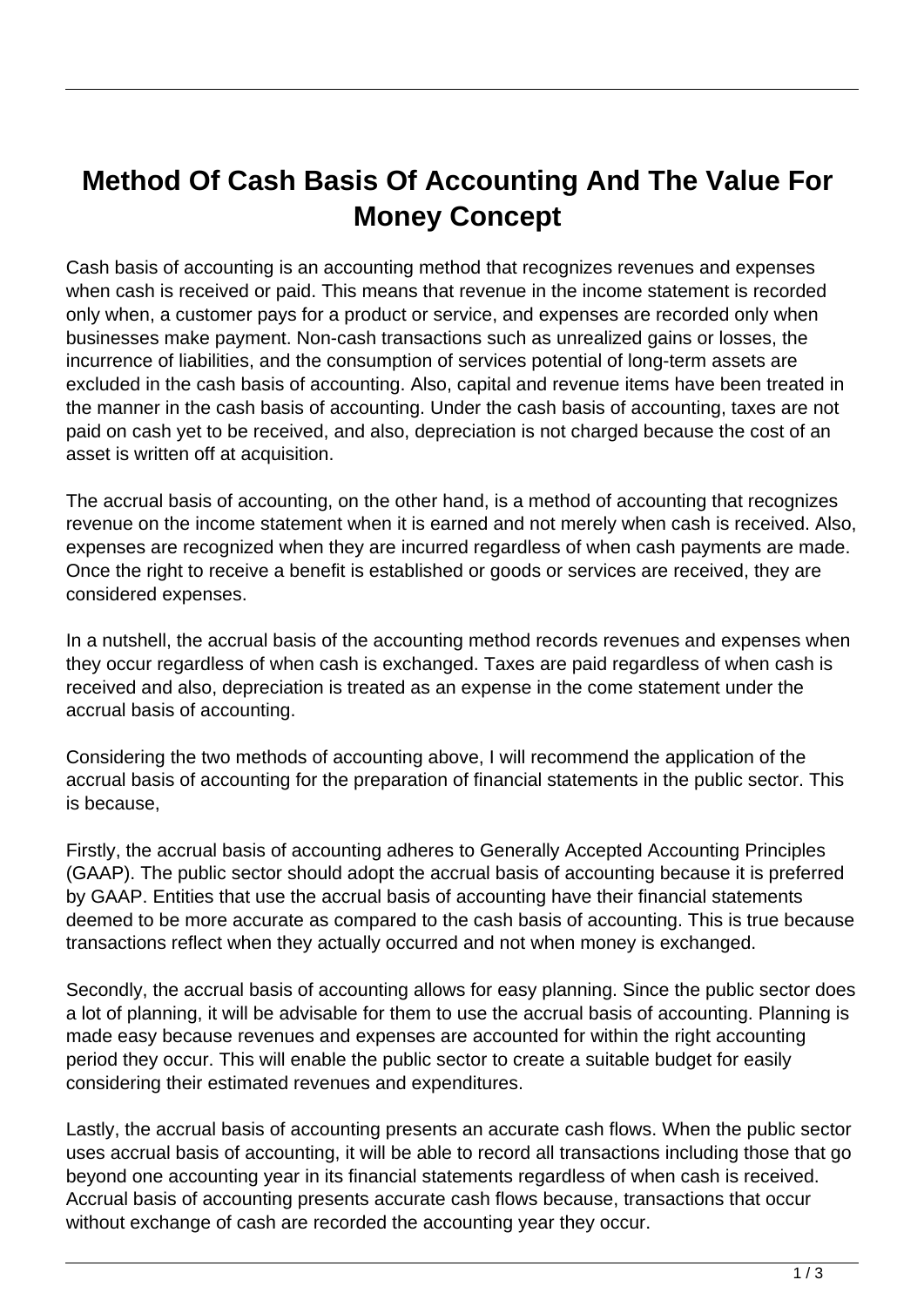# Method Of Cash Basis Of Accounting And The Value For Money Concept

Cash basis of accounting is an accounting method that recognizes revenues and expenses when cash is received or paid. This means that revenue in the income statement is recorded only when, a customer pays for a product or service, and expenses are recorded only when businesses make payment. Non-cash transactions such as unrealized gains or losses, the incurrence of liabilities, and the consumption of services potential of long-term assets are excluded in the cash basis of accounting. Also, capital and revenue items have been treated in the manner in the cash basis of accounting. Under the cash basis of accounting, taxes are not paid on cash yet to be received, and also, depreciation is not charged because the cost of an asset is written off at acquisition.

The accrual basis of accounting, on the other hand, is a method of accounting that recognizes revenue on the income statement when it is earned and not merely when cash is received. Also, expenses are recognized when they are incurred regardless of when cash payments are made. Once the right to receive a benefit is established or goods or services are received, they are considered expenses.

In a nutshell, the accrual basis of the accounting method records revenues and expenses when they occur regardless of when cash is exchanged. Taxes are paid regardless of when cash is received and also, depreciation is treated as an expense in the come statement under the accrual basis of accounting.

Considering the two methods of accounting above, I will recommend the application of the accrual basis of accounting for the preparation of financial statements in the public sector. This is because,

Firstly, the accrual basis of accounting adheres to Generally Accepted Accounting Principles (GAAP). The public sector should adopt the accrual basis of accounting because it is preferred by GAAP. Entities that use the accrual basis of accounting have their financial statements deemed to be more accurate as compared to the cash basis of accounting. This is true because transactions reflect when they actually occurred and not when money is exchanged.

Secondly, the accrual basis of accounting allows for easy planning. Since the public sector does a lot of planning, it will be advisable for them to use the accrual basis of accounting. Planning is made easy because revenues and expenses are accounted for within the right accounting period they occur. This will enable the public sector to create a suitable budget for easily considering their estimated revenues and expenditures.

Lastly, the accrual basis of accounting presents an accurate cash flows. When the public sector uses accrual basis of accounting, it will be able to record all transactions including those that go beyond one accounting year in its financial statements regardless of when cash is received. Accrual basis of accounting presents accurate cash flows because, transactions that occur without exchange of cash are recorded the accounting year they occur.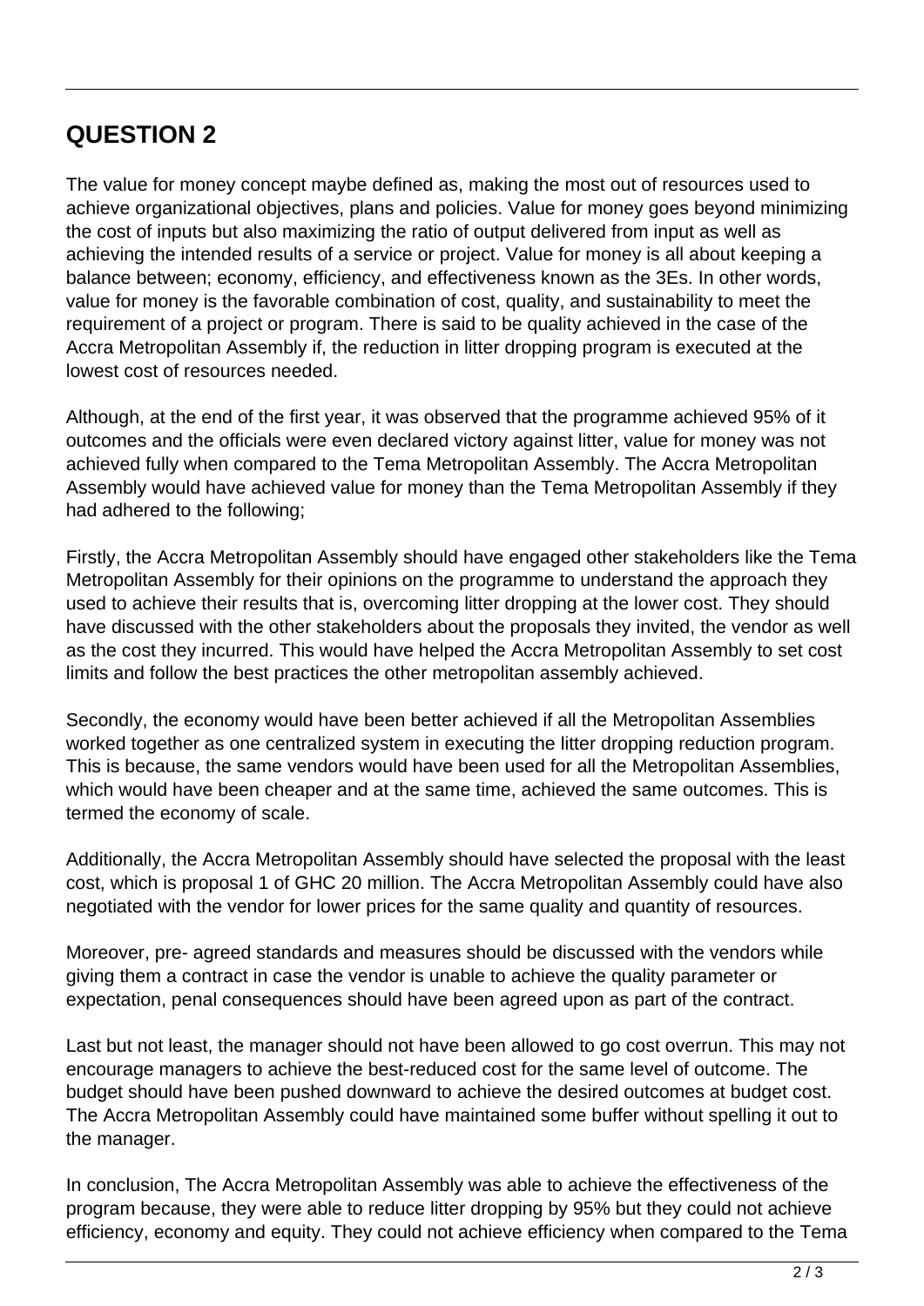## QUESTION 2

The value for money concept maybe defined as, making the most out of resources used to achieve organizational objectives, plans and policies. Value for money goes beyond minimizing the cost of inputs but also maximizing the ratio of output delivered from input as well as achieving the intended results of a service or project. Value for money is all about keeping a balance between; economy, efficiency, and effectiveness known as the 3Es. In other words, value for money is the favorable combination of cost, quality, and sustainability to meet the requirement of a project or program. There is said to be quality achieved in the case of the Accra Metropolitan Assembly if, the reduction in litter dropping program is executed at the lowest cost of resources needed.

Although, at the end of the first year, it was observed that the programme achieved 95% of it outcomes and the officials were even declared victory against litter, value for money was not achieved fully when compared to the Tema Metropolitan Assembly. The Accra Metropolitan Assembly would have achieved value for money than the Tema Metropolitan Assembly if they had adhered to the following;

Firstly, the Accra Metropolitan Assembly should have engaged other stakeholders like the Tema Metropolitan Assembly for their opinions on the programme to understand the approach they used to achieve their results that is, overcoming litter dropping at the lower cost. They should have discussed with the other stakeholders about the proposals they invited, the vendor as well as the cost they incurred. This would have helped the Accra Metropolitan Assembly to set cost limits and follow the best practices the other metropolitan assembly achieved.

Secondly, the economy would have been better achieved if all the Metropolitan Assemblies worked together as one centralized system in executing the litter dropping reduction program. This is because, the same vendors would have been used for all the Metropolitan Assemblies, which would have been cheaper and at the same time, achieved the same outcomes. This is termed the economy of scale.

Additionally, the Accra Metropolitan Assembly should have selected the proposal with the least cost, which is proposal 1 of GHC 20 million. The Accra Metropolitan Assembly could have also negotiated with the vendor for lower prices for the same quality and quantity of resources.

Moreover, pre- agreed standards and measures should be discussed with the vendors while giving them a contract in case the vendor is unable to achieve the quality parameter or expectation, penal consequences should have been agreed upon as part of the contract.

Last but not least, the manager should not have been allowed to go cost overrun. This may not encourage managers to achieve the best-reduced cost for the same level of outcome. The budget should have been pushed downward to achieve the desired outcomes at budget cost. The Accra Metropolitan Assembly could have maintained some buffer without spelling it out to the manager.

In conclusion, The Accra Metropolitan Assembly was able to achieve the effectiveness of the program because, they were able to reduce litter dropping by 95% but they could not achieve efficiency, economy and equity. They could not achieve efficiency when compared to the Tema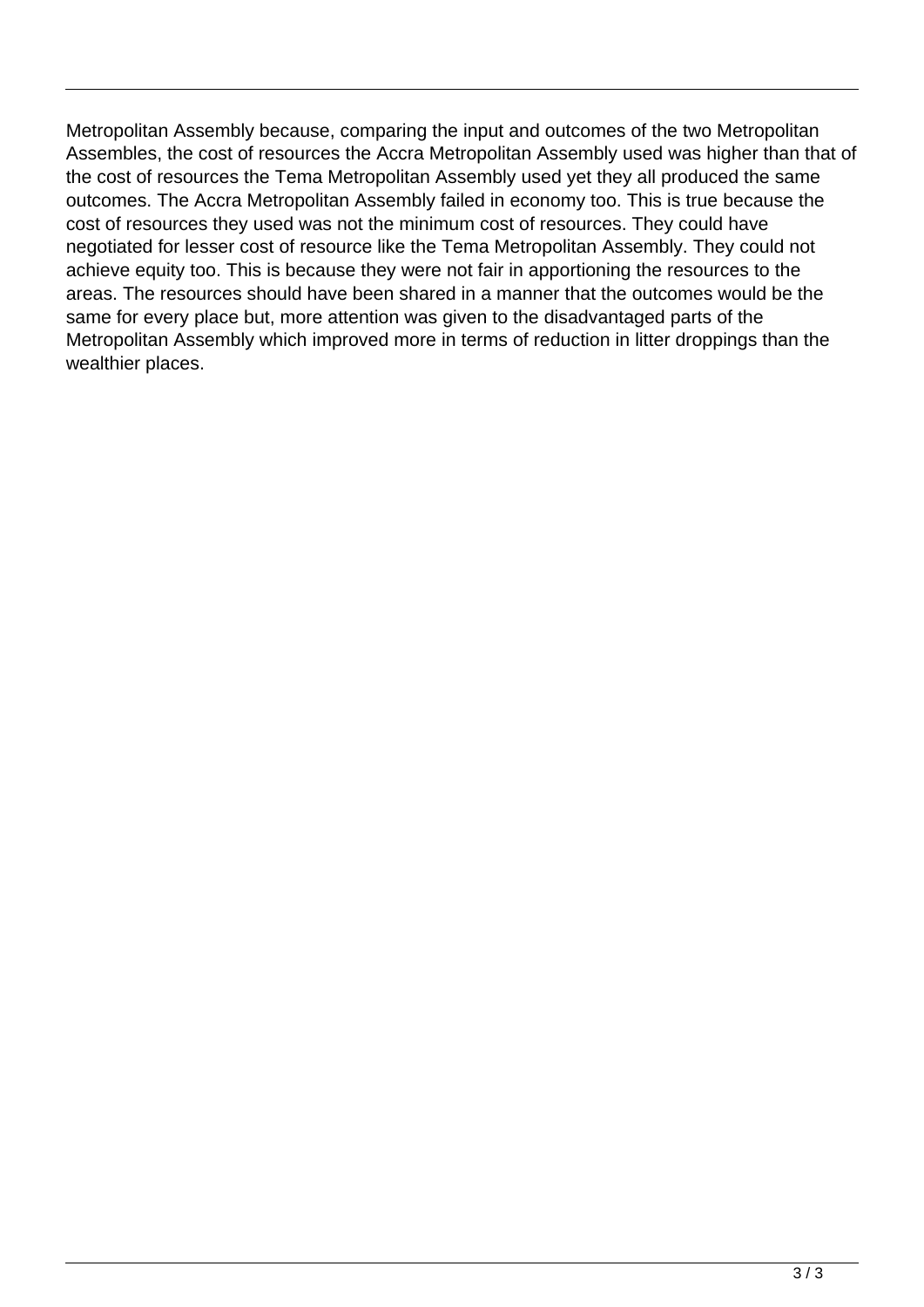Metropolitan Assembly because, comparing the input and outcomes of the two Metropolitan Assembles, the cost of resources the Accra Metropolitan Assembly used was higher than that of the cost of resources the Tema Metropolitan Assembly used yet they all produced the same outcomes. The Accra Metropolitan Assembly failed in economy too. This is true because the cost of resources they used was not the minimum cost of resources. They could have negotiated for lesser cost of resource like the Tema Metropolitan Assembly. They could not achieve equity too. This is because they were not fair in apportioning the resources to the areas. The resources should have been shared in a manner that the outcomes would be the same for every place but, more attention was given to the disadvantaged parts of the Metropolitan Assembly which improved more in terms of reduction in litter droppings than the wealthier places.